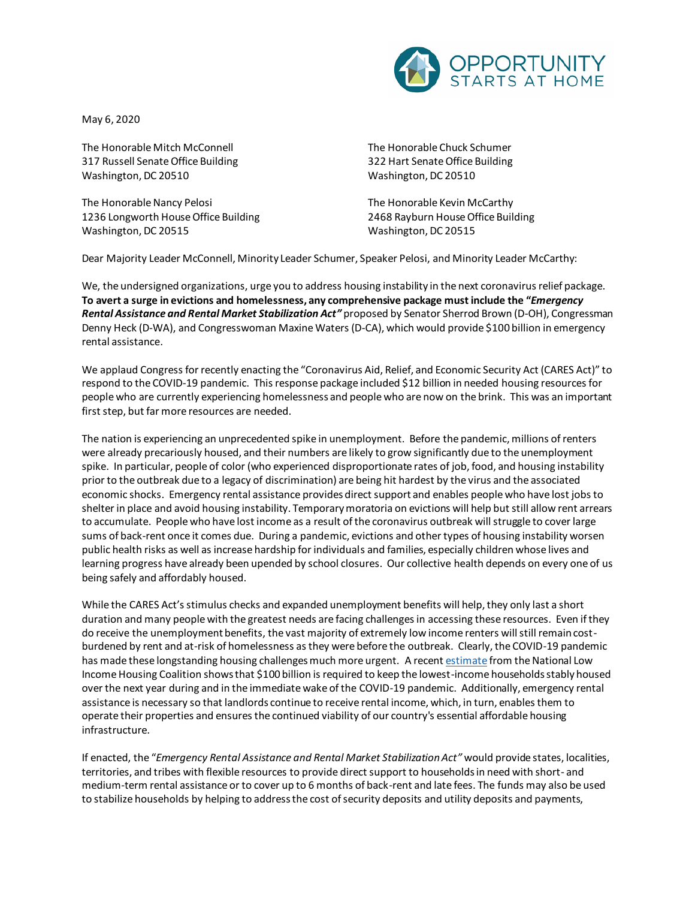OPPORTUNITY STARTS AT HOME

May 6, 2020

The Honorable Mitch McConnell
317 Russell Senate Office Building
Washington, DC 20510

The Honorable Chuck Schumer
322 Hart Senate Office Building
Washington, DC 20510

The Honorable Nancy Pelosi
1236 Longworth House Office Building
Washington, DC 20515

The Honorable Kevin McCarthy
2468 Rayburn House Office Building
Washington, DC 20515

Dear Majority Leader McConnell, Minority Leader Schumer, Speaker Pelosi, and Minority Leader McCarthy:

We, the undersigned organizations, urge you to address housing instability in the next coronavirus relief package. **To avert a surge in evictions and homelessness, any comprehensive package must include the "*Emergency Rental Assistance and Rental Market Stabilization Act"*** proposed by Senator Sherrod Brown (D-OH), Congressman Denny Heck (D-WA), and Congresswoman Maxine Waters (D-CA), which would provide $100 billion in emergency rental assistance.

We applaud Congress for recently enacting the "Coronavirus Aid, Relief, and Economic Security Act (CARES Act)" to respond to the COVID-19 pandemic. This response package included $12 billion in needed housing resources for people who are currently experiencing homelessness and people who are now on the brink. This was an important first step, but far more resources are needed.

The nation is experiencing an unprecedented spike in unemployment. Before the pandemic, millions of renters were already precariously housed, and their numbers are likely to grow significantly due to the unemployment spike. In particular, people of color (who experienced disproportionate rates of job, food, and housing instability prior to the outbreak due to a legacy of discrimination) are being hit hardest by the virus and the associated economic shocks. Emergency rental assistance provides direct support and enables people who have lost jobs to shelter in place and avoid housing instability. Temporary moratoria on evictions will help but still allow rent arrears to accumulate. People who have lost income as a result of the coronavirus outbreak will struggle to cover large sums of back-rent once it comes due. During a pandemic, evictions and other types of housing instability worsen public health risks as well as increase hardship for individuals and families, especially children whose lives and learning progress have already been upended by school closures. Our collective health depends on every one of us being safely and affordably housed.

While the CARES Act's stimulus checks and expanded unemployment benefits will help, they only last a short duration and many people with the greatest needs are facing challenges in accessing these resources. Even if they do receive the unemployment benefits, the vast majority of extremely low income renters will still remain cost-burdened by rent and at-risk of homelessness as they were before the outbreak. Clearly, the COVID-19 pandemic has made these longstanding housing challenges much more urgent. A recent estimate from the National Low Income Housing Coalition shows that $100 billion is required to keep the lowest-income households stably housed over the next year during and in the immediate wake of the COVID-19 pandemic. Additionally, emergency rental assistance is necessary so that landlords continue to receive rental income, which, in turn, enables them to operate their properties and ensures the continued viability of our country's essential affordable housing infrastructure.

If enacted, the "*Emergency Rental Assistance and Rental Market Stabilization Act"* would provide states, localities, territories, and tribes with flexible resources to provide direct support to households in need with short- and medium-term rental assistance or to cover up to 6 months of back-rent and late fees. The funds may also be used to stabilize households by helping to address the cost of security deposits and utility deposits and payments,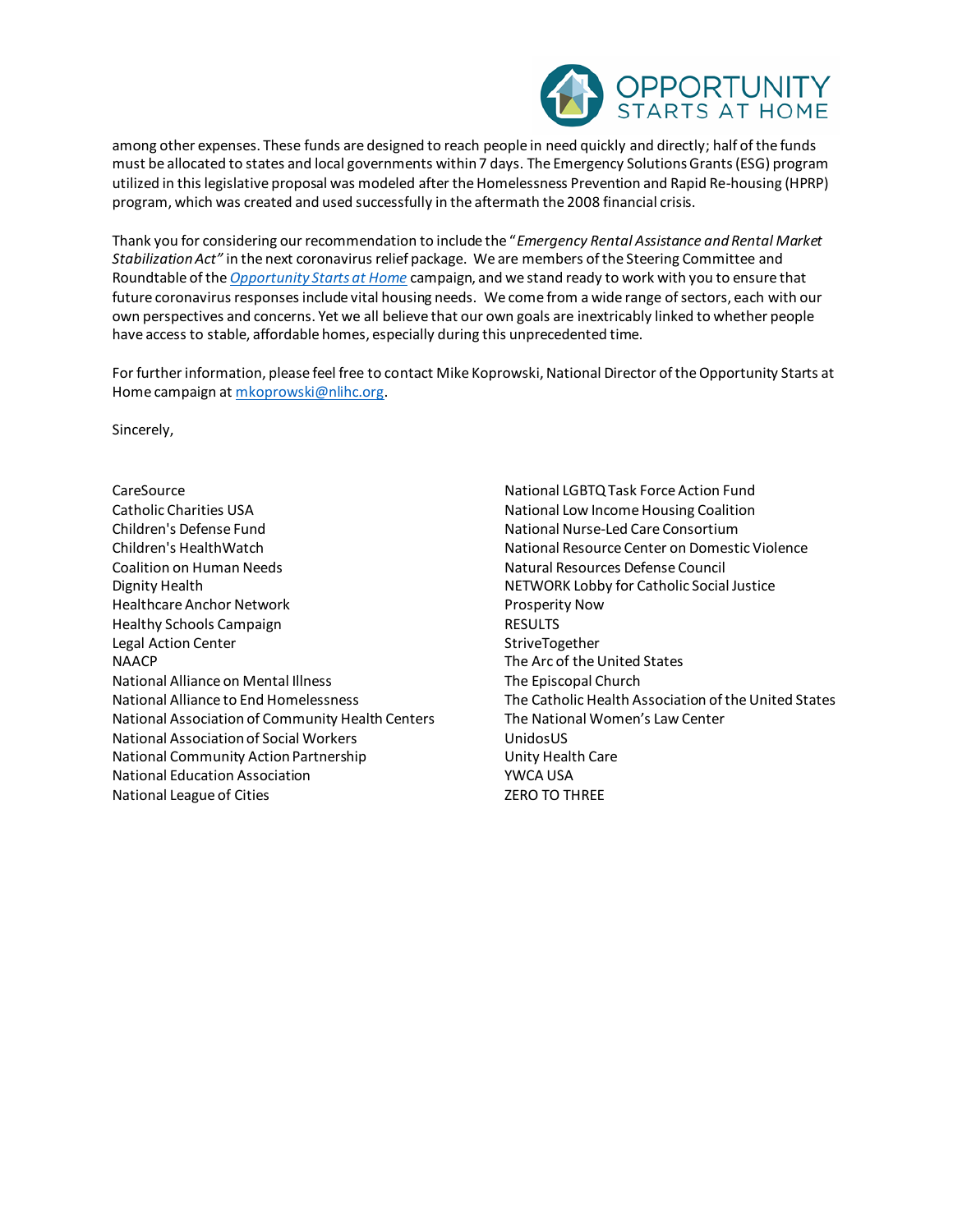among other expenses. These funds are designed to reach people in need quickly and directly; half of the funds must be allocated to states and local governments within 7 days. The Emergency Solutions Grants (ESG) program utilized in this legislative proposal was modeled after the Homelessness Prevention and Rapid Re-housing (HPRP) program, which was created and used successfully in the aftermath the 2008 financial crisis.

Thank you for considering our recommendation to include the "*Emergency Rental Assistance and Rental Market Stabilization Act"* in the next coronavirus relief package. We are members of the Steering Committee and Roundtable of the *Opportunity Starts at Home* campaign, and we stand ready to work with you to ensure that future coronavirus responses include vital housing needs. We come from a wide range of sectors, each with our own perspectives and concerns. Yet we all believe that our own goals are inextricably linked to whether people have access to stable, affordable homes, especially during this unprecedented time.

For further information, please feel free to contact Mike Koprowski, National Director of the Opportunity Starts at Home campaign at mkoprowski@nlihc.org.

Sincerely,

CareSource
Catholic Charities USA
Children's Defense Fund
Children's HealthWatch
Coalition on Human Needs
Dignity Health
Healthcare Anchor Network
Healthy Schools Campaign
Legal Action Center
NAACP
National Alliance on Mental Illness
National Alliance to End Homelessness
National Association of Community Health Centers
National Association of Social Workers
National Community Action Partnership
National Education Association
National League of Cities
National LGBTQ Task Force Action Fund
National Low Income Housing Coalition
National Nurse-Led Care Consortium
National Resource Center on Domestic Violence
Natural Resources Defense Council
NETWORK Lobby for Catholic Social Justice
Prosperity Now
RESULTS
StriveTogether
The Arc of the United States
The Episcopal Church
The Catholic Health Association of the United States
The National Women's Law Center
UnidosUS
Unity Health Care
YWCA USA
ZERO TO THREE